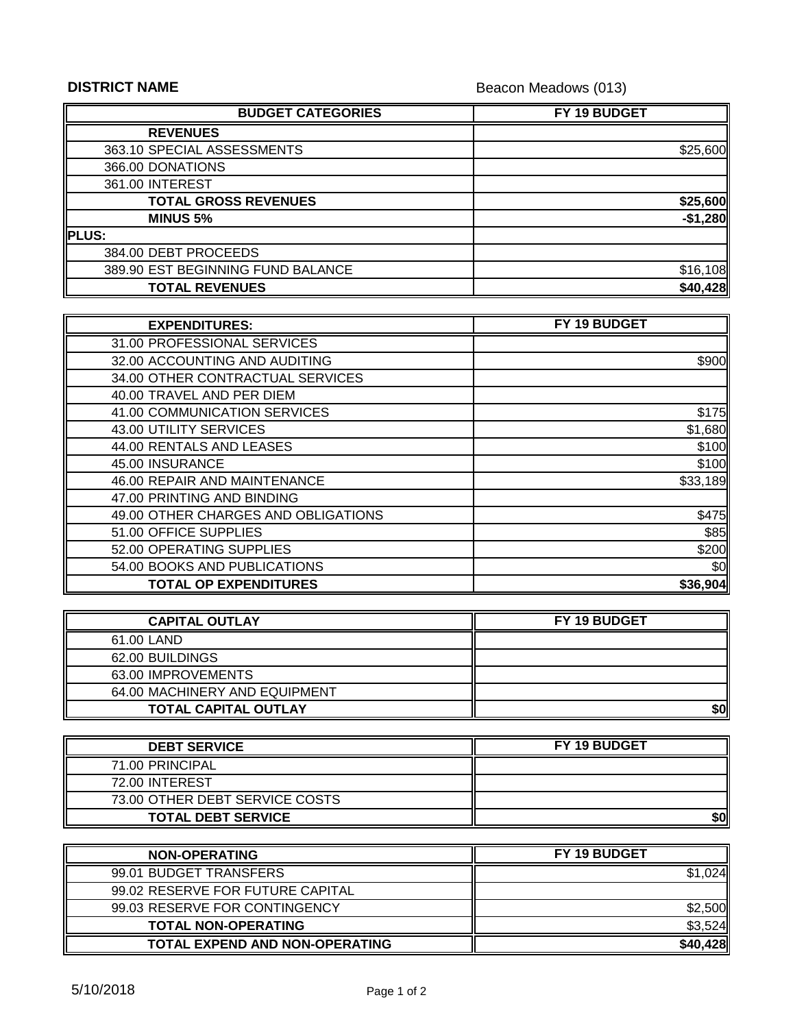**DISTRICT NAME** Beacon Meadows (013)

| BUDGET CATEGORIES | FY 19 BUDGET |
|---|---|
| **REVENUES** | |
| 363.10 SPECIAL ASSESSMENTS | $25,600 |
| 366.00 DONATIONS | |
| 361.00 INTEREST | |
| **TOTAL GROSS REVENUES** | **$25,600** |
| **MINUS 5%** | **-$1,280** |
| **PLUS:** | |
| 384.00 DEBT PROCEEDS | |
| 389.90 EST BEGINNING FUND BALANCE | $16,108 |
| **TOTAL REVENUES** | **$40,428** |

| EXPENDITURES: | FY 19 BUDGET |
|---|---|
| 31.00 PROFESSIONAL SERVICES | |
| 32.00 ACCOUNTING AND AUDITING | $900 |
| 34.00 OTHER CONTRACTUAL SERVICES | |
| 40.00 TRAVEL AND PER DIEM | |
| 41.00 COMMUNICATION SERVICES | $175 |
| 43.00 UTILITY SERVICES | $1,680 |
| 44.00 RENTALS AND LEASES | $100 |
| 45.00 INSURANCE | $100 |
| 46.00 REPAIR AND MAINTENANCE | $33,189 |
| 47.00 PRINTING AND BINDING | |
| 49.00 OTHER CHARGES AND OBLIGATIONS | $475 |
| 51.00 OFFICE SUPPLIES | $85 |
| 52.00 OPERATING SUPPLIES | $200 |
| 54.00 BOOKS AND PUBLICATIONS | $0 |
| **TOTAL OP EXPENDITURES** | **$36,904** |

| CAPITAL OUTLAY | FY 19 BUDGET |
|---|---|
| 61.00 LAND | |
| 62.00 BUILDINGS | |
| 63.00 IMPROVEMENTS | |
| 64.00 MACHINERY AND EQUIPMENT | |
| **TOTAL CAPITAL OUTLAY** | **$0** |

| DEBT SERVICE | FY 19 BUDGET |
|---|---|
| 71.00 PRINCIPAL | |
| 72.00 INTEREST | |
| 73.00 OTHER DEBT SERVICE COSTS | |
| **TOTAL DEBT SERVICE** | **$0** |

| NON-OPERATING | FY 19 BUDGET |
|---|---|
| 99.01 BUDGET TRANSFERS | $1,024 |
| 99.02 RESERVE FOR FUTURE CAPITAL | |
| 99.03 RESERVE FOR CONTINGENCY | $2,500 |
| **TOTAL NON-OPERATING** | $3,524 |
| **TOTAL EXPEND AND NON-OPERATING** | **$40,428** |

5/10/2018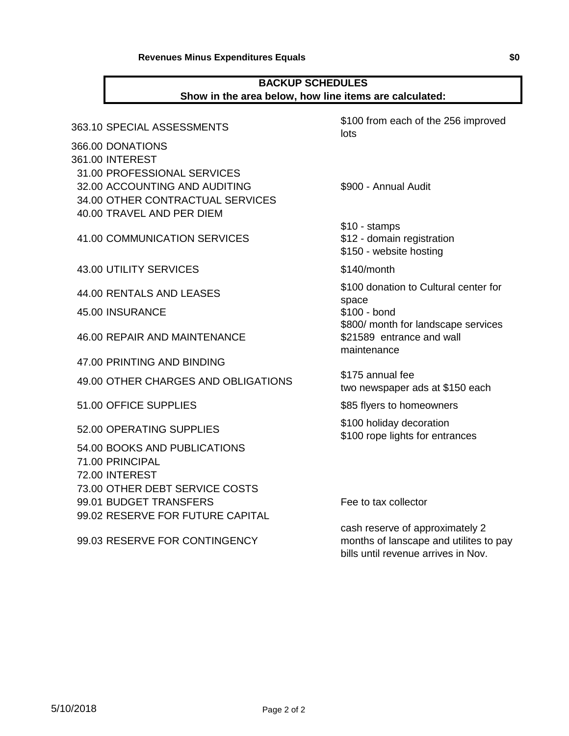**Revenues Minus Expenditures Equals** **$0**

## BACKUP SCHEDULES
**Show in the area below, how line items are calculated:**

| | |
|---|---|
| 363.10 SPECIAL ASSESSMENTS | $100 from each of the 256 improved lots |
| 366.00 DONATIONS | |
| 361.00 INTEREST | |
| 31.00 PROFESSIONAL SERVICES | |
| 32.00 ACCOUNTING AND AUDITING | $900 - Annual Audit |
| 34.00 OTHER CONTRACTUAL SERVICES | |
| 40.00 TRAVEL AND PER DIEM | |
| 41.00 COMMUNICATION SERVICES | $10 - stamps<br>$12 - domain registration<br>$150 - website hosting |
| 43.00 UTILITY SERVICES | $140/month |
| 44.00 RENTALS AND LEASES | $100 donation to Cultural center for space |
| 45.00 INSURANCE | $100 - bond |
| 46.00 REPAIR AND MAINTENANCE | $800/ month for landscape services<br>$21589 entrance and wall maintenance |
| 47.00 PRINTING AND BINDING | |
| 49.00 OTHER CHARGES AND OBLIGATIONS | $175 annual fee<br>two newspaper ads at $150 each |
| 51.00 OFFICE SUPPLIES | $85 flyers to homeowners |
| 52.00 OPERATING SUPPLIES | $100 holiday decoration<br>$100 rope lights for entrances |
| 54.00 BOOKS AND PUBLICATIONS | |
| 71.00 PRINCIPAL | |
| 72.00 INTEREST | |
| 73.00 OTHER DEBT SERVICE COSTS | |
| 99.01 BUDGET TRANSFERS | Fee to tax collector |
| 99.02 RESERVE FOR FUTURE CAPITAL | |
| 99.03 RESERVE FOR CONTINGENCY | cash reserve of approximately 2 months of lanscape and utilites to pay bills until revenue arrives in Nov. |

5/10/2018